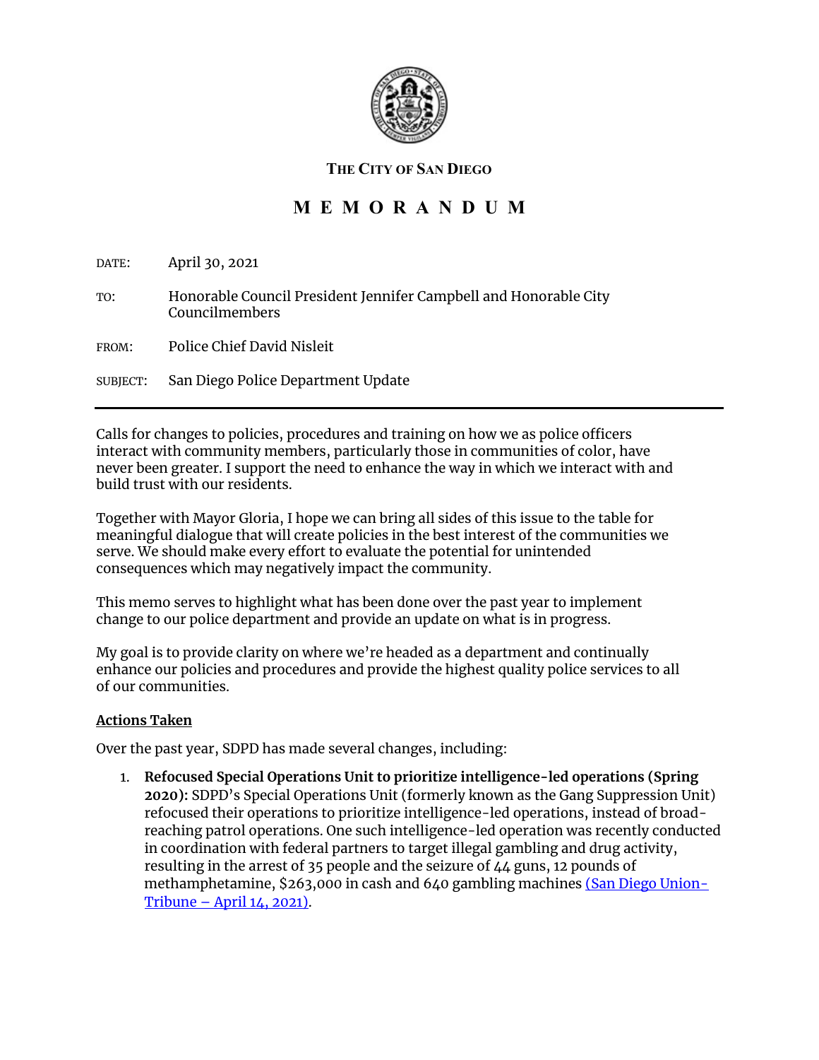**THE CITY OF SAN DIEGO**

# M E M O R A N D U M

DATE: April 30, 2021

TO: Honorable Council President Jennifer Campbell and Honorable City Councilmembers

FROM: Police Chief David Nisleit

SUBJECT: San Diego Police Department Update

---

Calls for changes to policies, procedures and training on how we as police officers interact with community members, particularly those in communities of color, have never been greater. I support the need to enhance the way in which we interact with and build trust with our residents.

Together with Mayor Gloria, I hope we can bring all sides of this issue to the table for meaningful dialogue that will create policies in the best interest of the communities we serve. We should make every effort to evaluate the potential for unintended consequences which may negatively impact the community.

This memo serves to highlight what has been done over the past year to implement change to our police department and provide an update on what is in progress.

My goal is to provide clarity on where we're headed as a department and continually enhance our policies and procedures and provide the highest quality police services to all of our communities.

**Actions Taken**

Over the past year, SDPD has made several changes, including:

1. **Refocused Special Operations Unit to prioritize intelligence-led operations (Spring 2020):** SDPD's Special Operations Unit (formerly known as the Gang Suppression Unit) refocused their operations to prioritize intelligence-led operations, instead of broad-reaching patrol operations. One such intelligence-led operation was recently conducted in coordination with federal partners to target illegal gambling and drug activity, resulting in the arrest of 35 people and the seizure of 44 guns, 12 pounds of methamphetamine, $263,000 in cash and 640 gambling machines (San Diego Union-Tribune – April 14, 2021).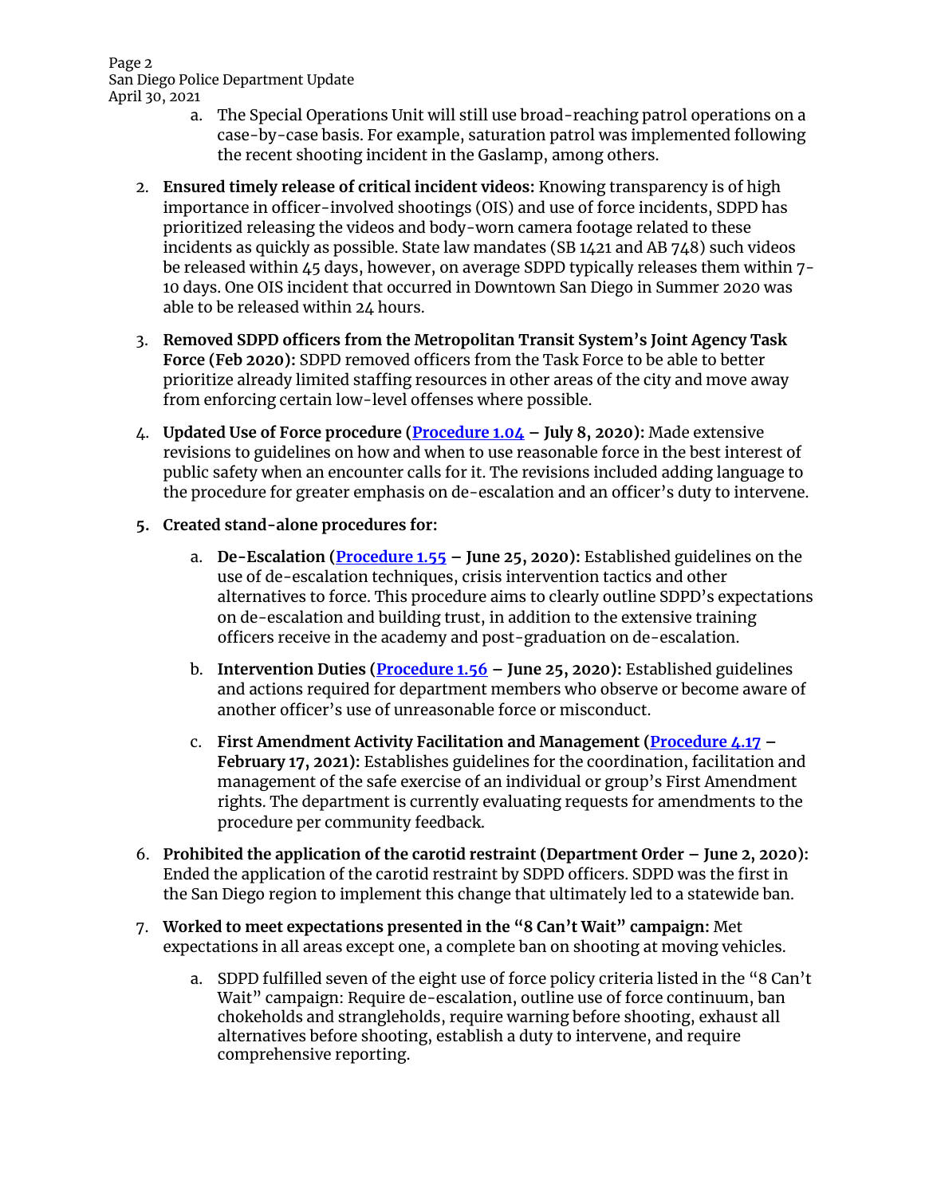a. The Special Operations Unit will still use broad-reaching patrol operations on a case-by-case basis. For example, saturation patrol was implemented following the recent shooting incident in the Gaslamp, among others.

2. **Ensured timely release of critical incident videos:** Knowing transparency is of high importance in officer-involved shootings (OIS) and use of force incidents, SDPD has prioritized releasing the videos and body-worn camera footage related to these incidents as quickly as possible. State law mandates (SB 1421 and AB 748) such videos be released within 45 days, however, on average SDPD typically releases them within 7-10 days. One OIS incident that occurred in Downtown San Diego in Summer 2020 was able to be released within 24 hours.

3. **Removed SDPD officers from the Metropolitan Transit System's Joint Agency Task Force (Feb 2020):** SDPD removed officers from the Task Force to be able to better prioritize already limited staffing resources in other areas of the city and move away from enforcing certain low-level offenses where possible.

4. **Updated Use of Force procedure (Procedure 1.04 – July 8, 2020):** Made extensive revisions to guidelines on how and when to use reasonable force in the best interest of public safety when an encounter calls for it. The revisions included adding language to the procedure for greater emphasis on de-escalation and an officer's duty to intervene.

5. **Created stand-alone procedures for:**

   a. **De-Escalation (Procedure 1.55 – June 25, 2020):** Established guidelines on the use of de-escalation techniques, crisis intervention tactics and other alternatives to force. This procedure aims to clearly outline SDPD's expectations on de-escalation and building trust, in addition to the extensive training officers receive in the academy and post-graduation on de-escalation.

   b. **Intervention Duties (Procedure 1.56 – June 25, 2020):** Established guidelines and actions required for department members who observe or become aware of another officer's use of unreasonable force or misconduct.

   c. **First Amendment Activity Facilitation and Management (Procedure 4.17 – February 17, 2021):** Establishes guidelines for the coordination, facilitation and management of the safe exercise of an individual or group's First Amendment rights. The department is currently evaluating requests for amendments to the procedure per community feedback.

6. **Prohibited the application of the carotid restraint (Department Order – June 2, 2020):** Ended the application of the carotid restraint by SDPD officers. SDPD was the first in the San Diego region to implement this change that ultimately led to a statewide ban.

7. **Worked to meet expectations presented in the "8 Can't Wait" campaign:** Met expectations in all areas except one, a complete ban on shooting at moving vehicles.

   a. SDPD fulfilled seven of the eight use of force policy criteria listed in the "8 Can't Wait" campaign: Require de-escalation, outline use of force continuum, ban chokeholds and strangleholds, require warning before shooting, exhaust all alternatives before shooting, establish a duty to intervene, and require comprehensive reporting.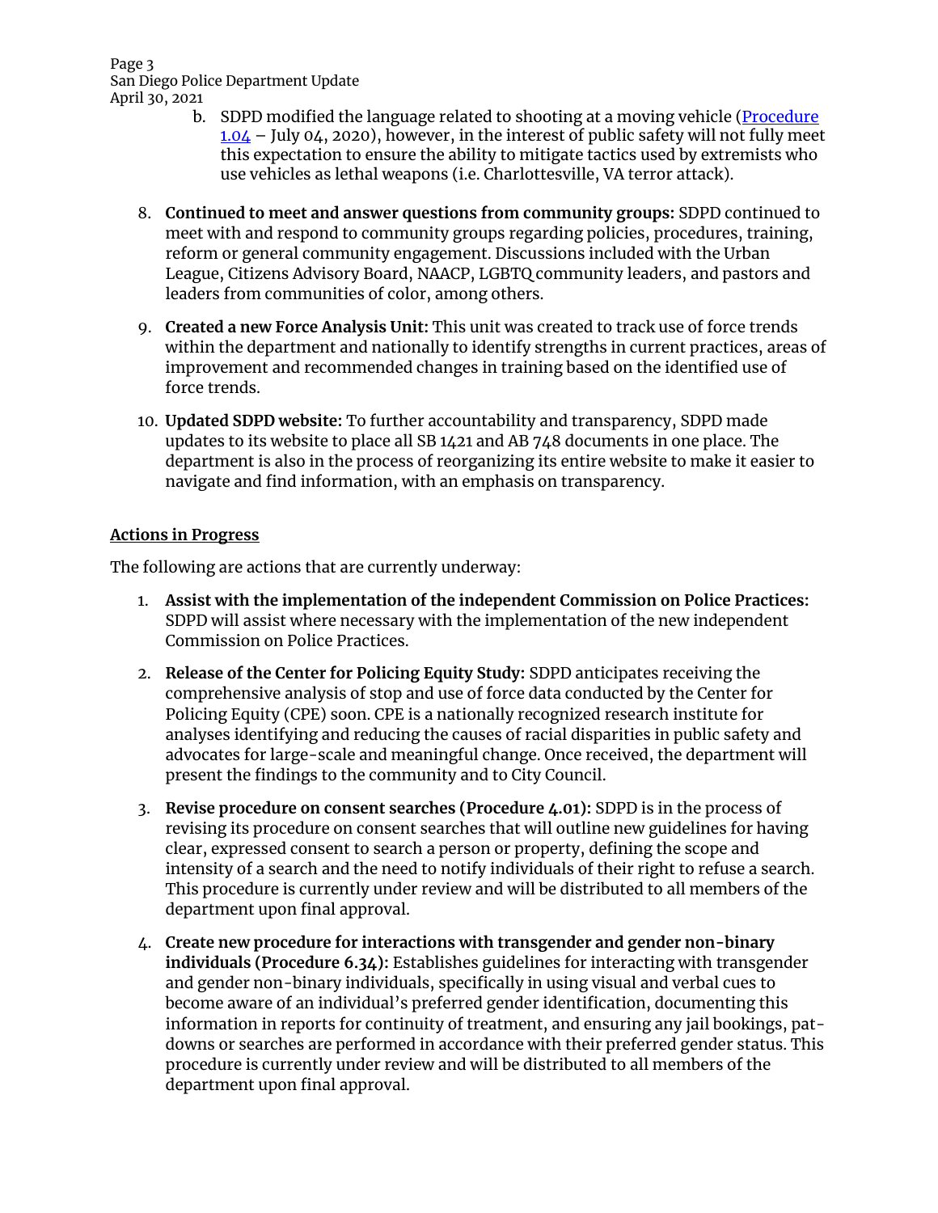b. SDPD modified the language related to shooting at a moving vehicle ([Procedure 1.04](#) – July 04, 2020), however, in the interest of public safety will not fully meet this expectation to ensure the ability to mitigate tactics used by extremists who use vehicles as lethal weapons (i.e. Charlottesville, VA terror attack).

8. **Continued to meet and answer questions from community groups:** SDPD continued to meet with and respond to community groups regarding policies, procedures, training, reform or general community engagement. Discussions included with the Urban League, Citizens Advisory Board, NAACP, LGBTQ community leaders, and pastors and leaders from communities of color, among others.

9. **Created a new Force Analysis Unit:** This unit was created to track use of force trends within the department and nationally to identify strengths in current practices, areas of improvement and recommended changes in training based on the identified use of force trends.

10. **Updated SDPD website:** To further accountability and transparency, SDPD made updates to its website to place all SB 1421 and AB 748 documents in one place. The department is also in the process of reorganizing its entire website to make it easier to navigate and find information, with an emphasis on transparency.

## Actions in Progress

The following are actions that are currently underway:

1. **Assist with the implementation of the independent Commission on Police Practices:** SDPD will assist where necessary with the implementation of the new independent Commission on Police Practices.

2. **Release of the Center for Policing Equity Study:** SDPD anticipates receiving the comprehensive analysis of stop and use of force data conducted by the Center for Policing Equity (CPE) soon. CPE is a nationally recognized research institute for analyses identifying and reducing the causes of racial disparities in public safety and advocates for large-scale and meaningful change. Once received, the department will present the findings to the community and to City Council.

3. **Revise procedure on consent searches (Procedure 4.01):** SDPD is in the process of revising its procedure on consent searches that will outline new guidelines for having clear, expressed consent to search a person or property, defining the scope and intensity of a search and the need to notify individuals of their right to refuse a search. This procedure is currently under review and will be distributed to all members of the department upon final approval.

4. **Create new procedure for interactions with transgender and gender non-binary individuals (Procedure 6.34):** Establishes guidelines for interacting with transgender and gender non-binary individuals, specifically in using visual and verbal cues to become aware of an individual's preferred gender identification, documenting this information in reports for continuity of treatment, and ensuring any jail bookings, pat-downs or searches are performed in accordance with their preferred gender status. This procedure is currently under review and will be distributed to all members of the department upon final approval.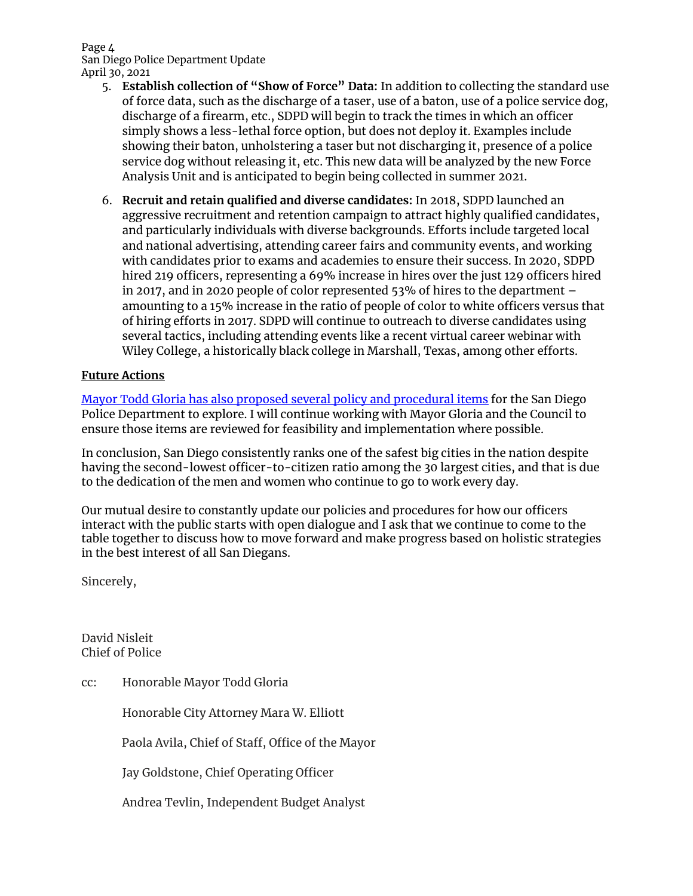5. **Establish collection of "Show of Force" Data:** In addition to collecting the standard use of force data, such as the discharge of a taser, use of a baton, use of a police service dog, discharge of a firearm, etc., SDPD will begin to track the times in which an officer simply shows a less-lethal force option, but does not deploy it. Examples include showing their baton, unholstering a taser but not discharging it, presence of a police service dog without releasing it, etc. This new data will be analyzed by the new Force Analysis Unit and is anticipated to begin being collected in summer 2021.

6. **Recruit and retain qualified and diverse candidates:** In 2018, SDPD launched an aggressive recruitment and retention campaign to attract highly qualified candidates, and particularly individuals with diverse backgrounds. Efforts include targeted local and national advertising, attending career fairs and community events, and working with candidates prior to exams and academies to ensure their success. In 2020, SDPD hired 219 officers, representing a 69% increase in hires over the just 129 officers hired in 2017, and in 2020 people of color represented 53% of hires to the department – amounting to a 15% increase in the ratio of people of color to white officers versus that of hiring efforts in 2017. SDPD will continue to outreach to diverse candidates using several tactics, including attending events like a recent virtual career webinar with Wiley College, a historically black college in Marshall, Texas, among other efforts.

**Future Actions**

Mayor Todd Gloria has also proposed several policy and procedural items for the San Diego Police Department to explore. I will continue working with Mayor Gloria and the Council to ensure those items are reviewed for feasibility and implementation where possible.

In conclusion, San Diego consistently ranks one of the safest big cities in the nation despite having the second-lowest officer-to-citizen ratio among the 30 largest cities, and that is due to the dedication of the men and women who continue to go to work every day.

Our mutual desire to constantly update our policies and procedures for how our officers interact with the public starts with open dialogue and I ask that we continue to come to the table together to discuss how to move forward and make progress based on holistic strategies in the best interest of all San Diegans.

Sincerely,

David Nisleit
Chief of Police

cc: Honorable Mayor Todd Gloria

Honorable City Attorney Mara W. Elliott

Paola Avila, Chief of Staff, Office of the Mayor

Jay Goldstone, Chief Operating Officer

Andrea Tevlin, Independent Budget Analyst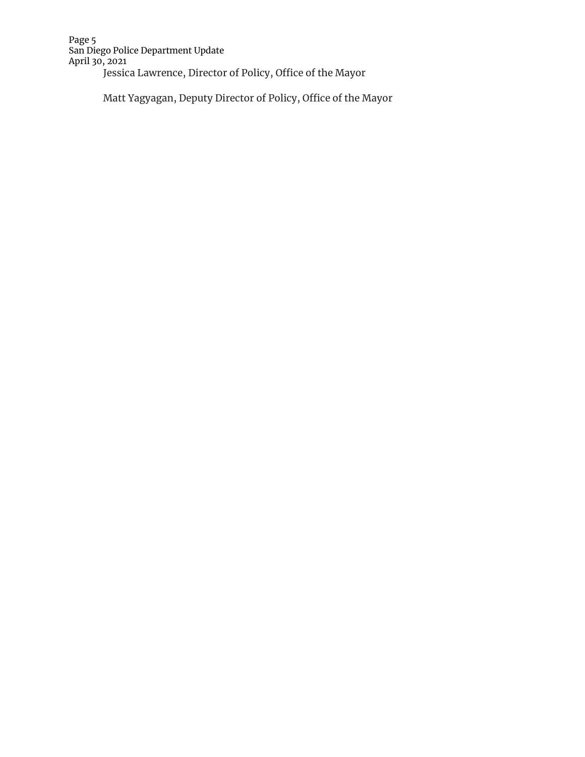Jessica Lawrence, Director of Policy, Office of the Mayor

Matt Yagyagan, Deputy Director of Policy, Office of the Mayor